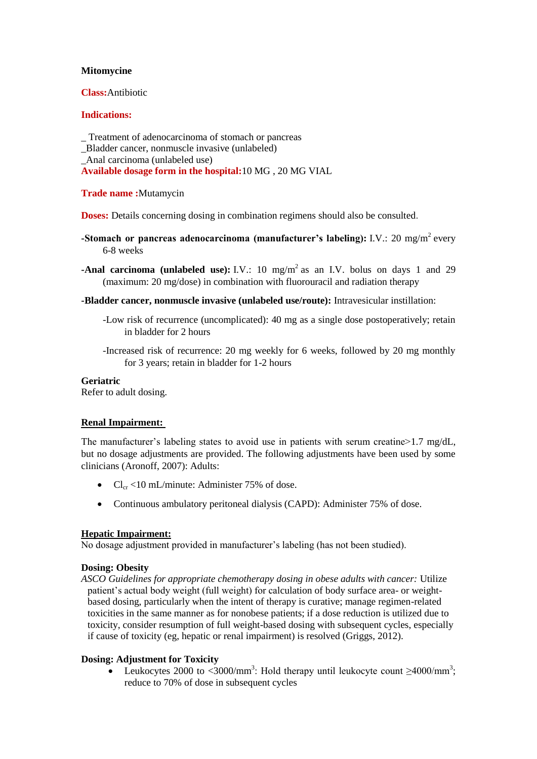**Mitomycine**

**Class:** Antibiotic

**Indications:**

_ Treatment of adenocarcinoma of stomach or pancreas
_Bladder cancer, nonmuscle invasive (unlabeled)
_Anal carcinoma (unlabeled use)
**Available dosage form in the hospital:** 10 MG , 20 MG VIAL

**Trade name :** Mutamycin

**Doses:** Details concerning dosing in combination regimens should also be consulted.

**-Stomach or pancreas adenocarcinoma (manufacturer's labeling):** I.V.: 20 mg/m$^2$ every 6-8 weeks

**-Anal carcinoma (unlabeled use):** I.V.: 10 mg/m$^2$ as an I.V. bolus on days 1 and 29 (maximum: 20 mg/dose) in combination with fluorouracil and radiation therapy

**-Bladder cancer, nonmuscle invasive (unlabeled use/route):** Intravesicular instillation:

-Low risk of recurrence (uncomplicated): 40 mg as a single dose postoperatively; retain in bladder for 2 hours

-Increased risk of recurrence: 20 mg weekly for 6 weeks, followed by 20 mg monthly for 3 years; retain in bladder for 1-2 hours

**Geriatric**
Refer to adult dosing.

**Renal Impairment:**

The manufacturer's labeling states to avoid use in patients with serum creatine>1.7 mg/dL, but no dosage adjustments are provided. The following adjustments have been used by some clinicians (Aronoff, 2007): Adults:

- $Cl_{cr}$ <10 mL/minute: Administer 75% of dose.
- Continuous ambulatory peritoneal dialysis (CAPD): Administer 75% of dose.

**Hepatic Impairment:**
No dosage adjustment provided in manufacturer's labeling (has not been studied).

**Dosing: Obesity**
*ASCO Guidelines for appropriate chemotherapy dosing in obese adults with cancer:* Utilize patient's actual body weight (full weight) for calculation of body surface area- or weight-based dosing, particularly when the intent of therapy is curative; manage regimen-related toxicities in the same manner as for nonobese patients; if a dose reduction is utilized due to toxicity, consider resumption of full weight-based dosing with subsequent cycles, especially if cause of toxicity (eg, hepatic or renal impairment) is resolved (Griggs, 2012).

**Dosing: Adjustment for Toxicity**

- Leukocytes 2000 to <3000/mm$^3$: Hold therapy until leukocyte count ≥4000/mm$^3$; reduce to 70% of dose in subsequent cycles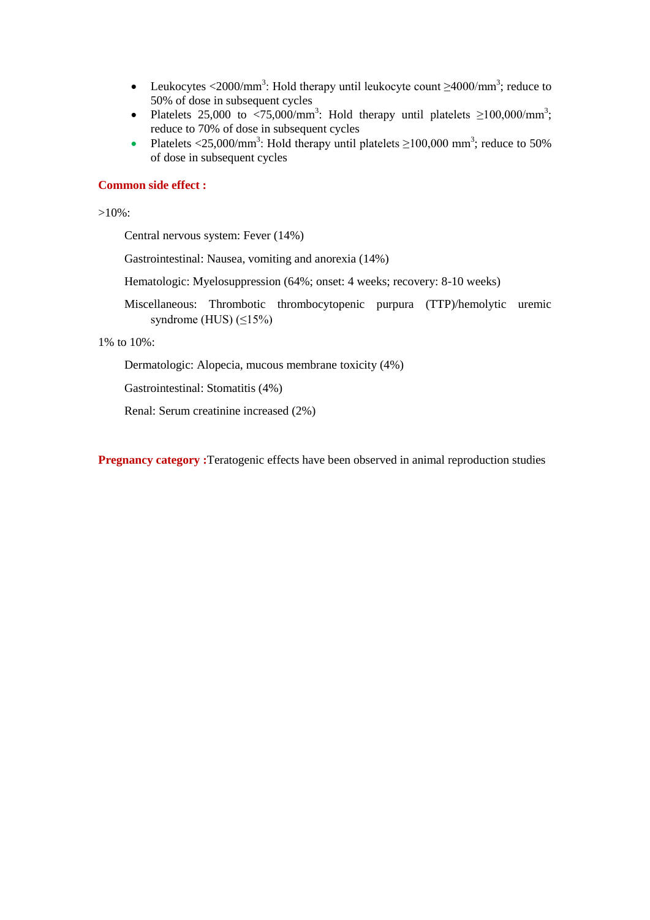- Leukocytes <2000/$mm^3$: Hold therapy until leukocyte count ≥4000/$mm^3$; reduce to 50% of dose in subsequent cycles
- Platelets 25,000 to <75,000/$mm^3$: Hold therapy until platelets ≥100,000/$mm^3$; reduce to 70% of dose in subsequent cycles
- Platelets <25,000/$mm^3$: Hold therapy until platelets ≥100,000 $mm^3$; reduce to 50% of dose in subsequent cycles

**Common side effect :**

>10%:

Central nervous system: Fever (14%)

Gastrointestinal: Nausea, vomiting and anorexia (14%)

Hematologic: Myelosuppression (64%; onset: 4 weeks; recovery: 8-10 weeks)

Miscellaneous: Thrombotic thrombocytopenic purpura (TTP)/hemolytic uremic syndrome (HUS) (≤15%)

1% to 10%:

Dermatologic: Alopecia, mucous membrane toxicity (4%)

Gastrointestinal: Stomatitis (4%)

Renal: Serum creatinine increased (2%)

**Pregnancy category :**Teratogenic effects have been observed in animal reproduction studies